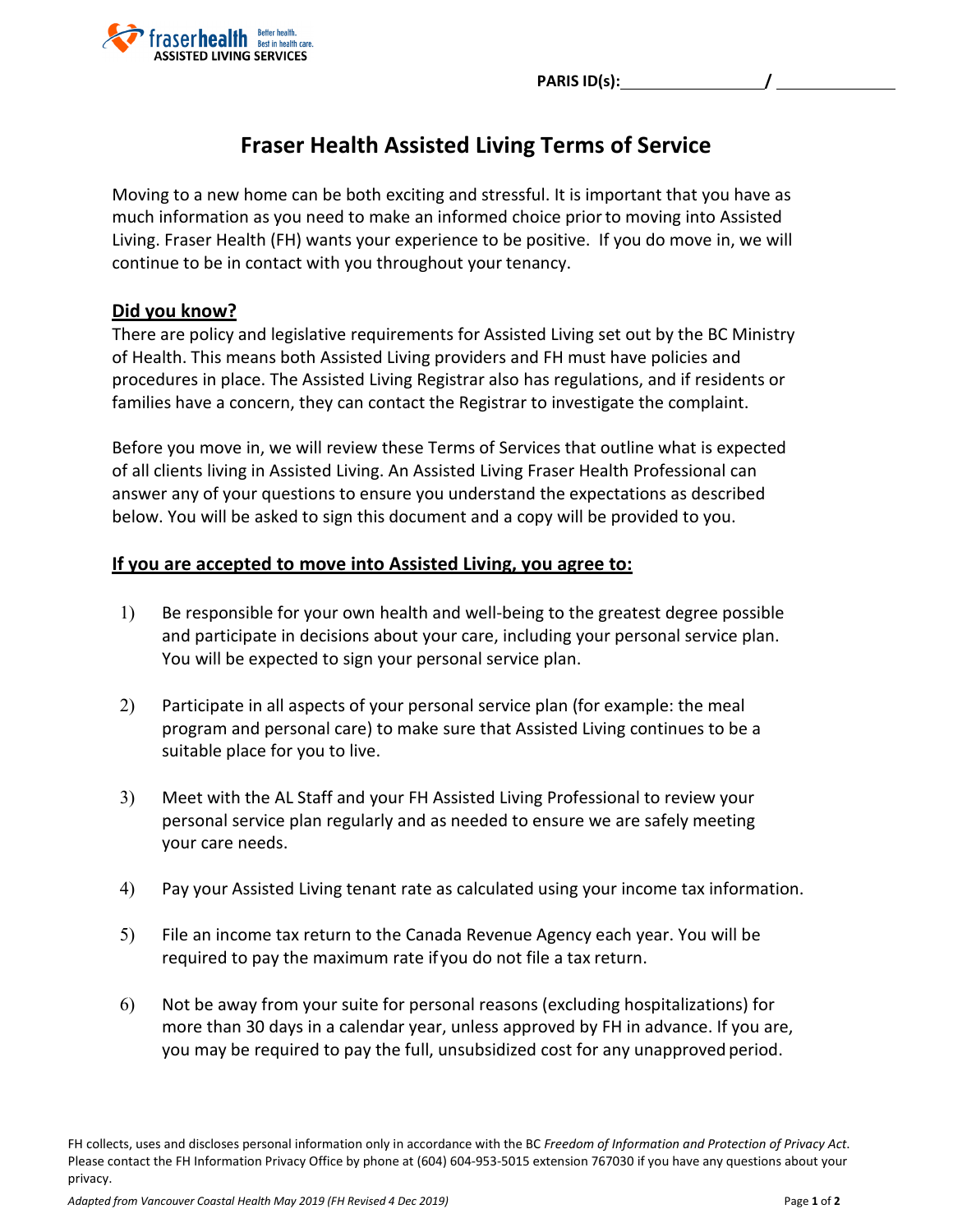fraserhealth Better health. Best in health care.
ASSISTED LIVING SERVICES

**PARIS ID(s):**\_\_\_\_\_\_\_\_\_\_\_\_\_\_\_\_ / \_\_\_\_\_\_\_\_\_\_\_\_\_\_

# Fraser Health Assisted Living Terms of Service

Moving to a new home can be both exciting and stressful. It is important that you have as much information as you need to make an informed choice prior to moving into Assisted Living. Fraser Health (FH) wants your experience to be positive. If you do move in, we will continue to be in contact with you throughout your tenancy.

## Did you know?

There are policy and legislative requirements for Assisted Living set out by the BC Ministry of Health. This means both Assisted Living providers and FH must have policies and procedures in place. The Assisted Living Registrar also has regulations, and if residents or families have a concern, they can contact the Registrar to investigate the complaint.

Before you move in, we will review these Terms of Services that outline what is expected of all clients living in Assisted Living. An Assisted Living Fraser Health Professional can answer any of your questions to ensure you understand the expectations as described below. You will be asked to sign this document and a copy will be provided to you.

## If you are accepted to move into Assisted Living, you agree to:

1) Be responsible for your own health and well-being to the greatest degree possible and participate in decisions about your care, including your personal service plan. You will be expected to sign your personal service plan.

2) Participate in all aspects of your personal service plan (for example: the meal program and personal care) to make sure that Assisted Living continues to be a suitable place for you to live.

3) Meet with the AL Staff and your FH Assisted Living Professional to review your personal service plan regularly and as needed to ensure we are safely meeting your care needs.

4) Pay your Assisted Living tenant rate as calculated using your income tax information.

5) File an income tax return to the Canada Revenue Agency each year. You will be required to pay the maximum rate if you do not file a tax return.

6) Not be away from your suite for personal reasons (excluding hospitalizations) for more than 30 days in a calendar year, unless approved by FH in advance. If you are, you may be required to pay the full, unsubsidized cost for any unapproved period.

FH collects, uses and discloses personal information only in accordance with the BC *Freedom of Information and Protection of Privacy Act*. Please contact the FH Information Privacy Office by phone at (604) 604-953-5015 extension 767030 if you have any questions about your privacy.

*Adapted from Vancouver Coastal Health May 2019 (FH Revised 4 Dec 2019)*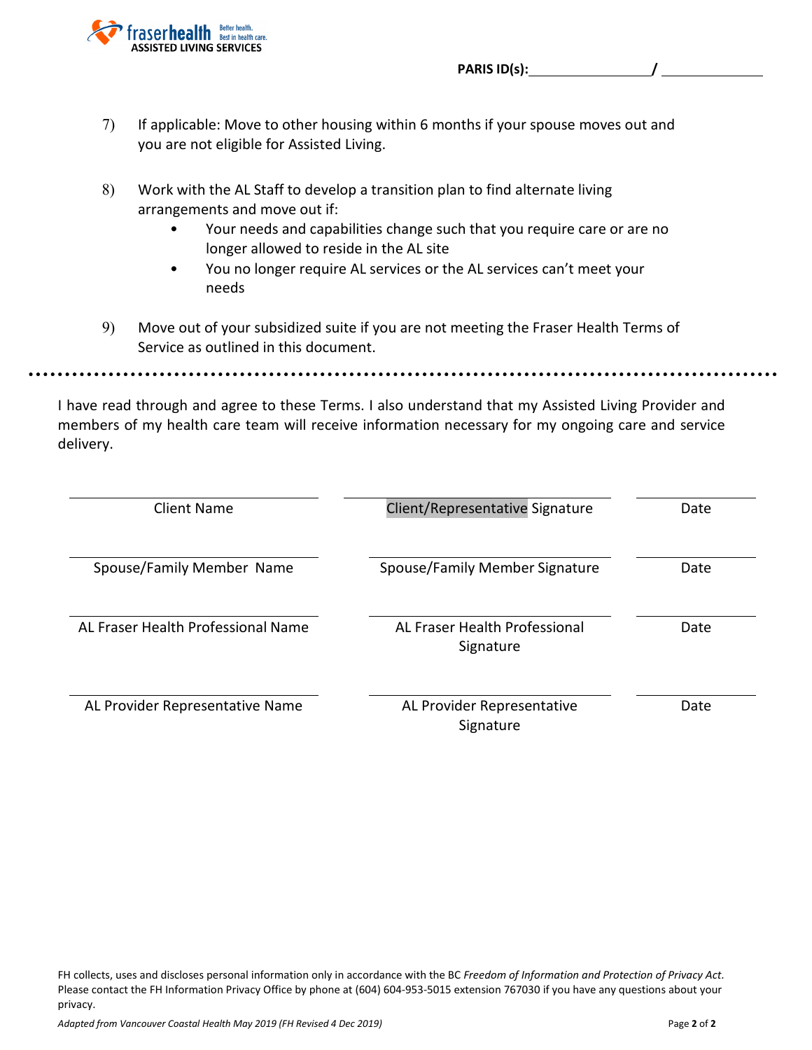PARIS ID(s): ________________ / ______________

7) If applicable: Move to other housing within 6 months if your spouse moves out and you are not eligible for Assisted Living.

8) Work with the AL Staff to develop a transition plan to find alternate living arrangements and move out if:
   - Your needs and capabilities change such that you require care or are no longer allowed to reside in the AL site
   - You no longer require AL services or the AL services can't meet your needs

9) Move out of your subsidized suite if you are not meeting the Fraser Health Terms of Service as outlined in this document.

---

I have read through and agree to these Terms. I also understand that my Assisted Living Provider and members of my health care team will receive information necessary for my ongoing care and service delivery.

| | | |
|---|---|---|
| Client Name | Client/Representative Signature | Date |
| Spouse/Family Member Name | Spouse/Family Member Signature | Date |
| AL Fraser Health Professional Name | AL Fraser Health Professional Signature | Date |
| AL Provider Representative Name | AL Provider Representative Signature | Date |

FH collects, uses and discloses personal information only in accordance with the BC *Freedom of Information and Protection of Privacy Act*. Please contact the FH Information Privacy Office by phone at (604) 604-953-5015 extension 767030 if you have any questions about your privacy.

*Adapted from Vancouver Coastal Health May 2019 (FH Revised 4 Dec 2019)*